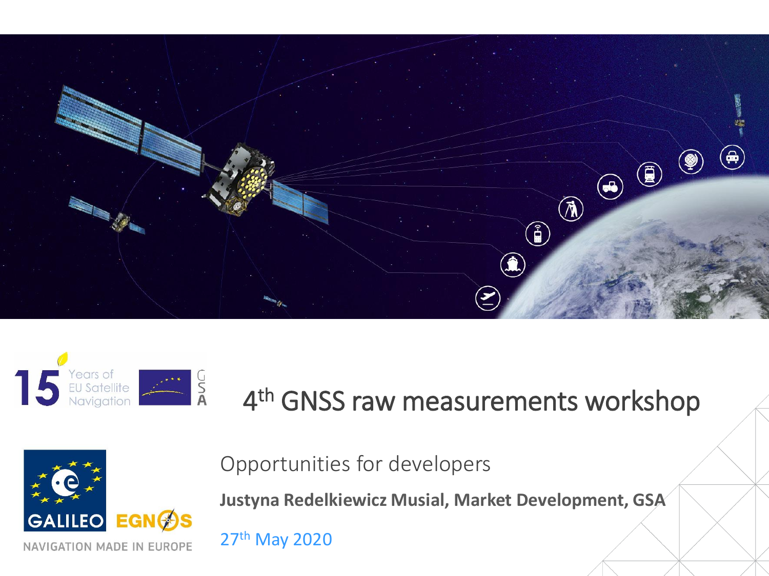# 4th GNSS raw measurements workshop

## Opportunities for developers

**Justyna Redelkiewicz Musial, Market Development, GSA**

27th May 2020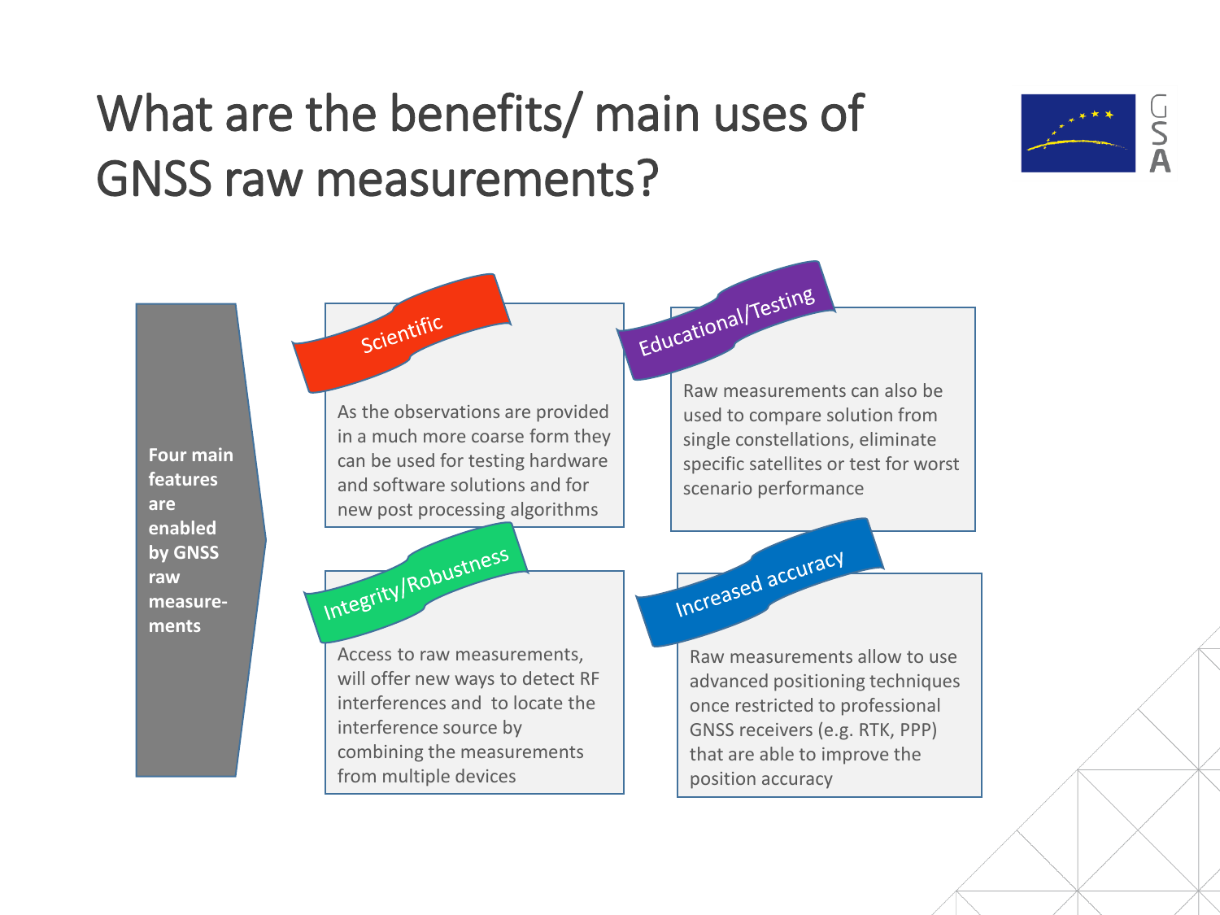# What are the benefits/ main uses of GNSS raw measurements?

**Four main features are enabled by GNSS raw measure-ments**

## Scientific

As the observations are provided in a much more coarse form they can be used for testing hardware and software solutions and for new post processing algorithms

## Educational/Testing

Raw measurements can also be used to compare solution from single constellations, eliminate specific satellites or test for worst scenario performance

## Integrity/Robustness

Access to raw measurements, will offer new ways to detect RF interferences and to locate the interference source by combining the measurements from multiple devices

## Increased accuracy

Raw measurements allow to use advanced positioning techniques once restricted to professional GNSS receivers (e.g. RTK, PPP) that are able to improve the position accuracy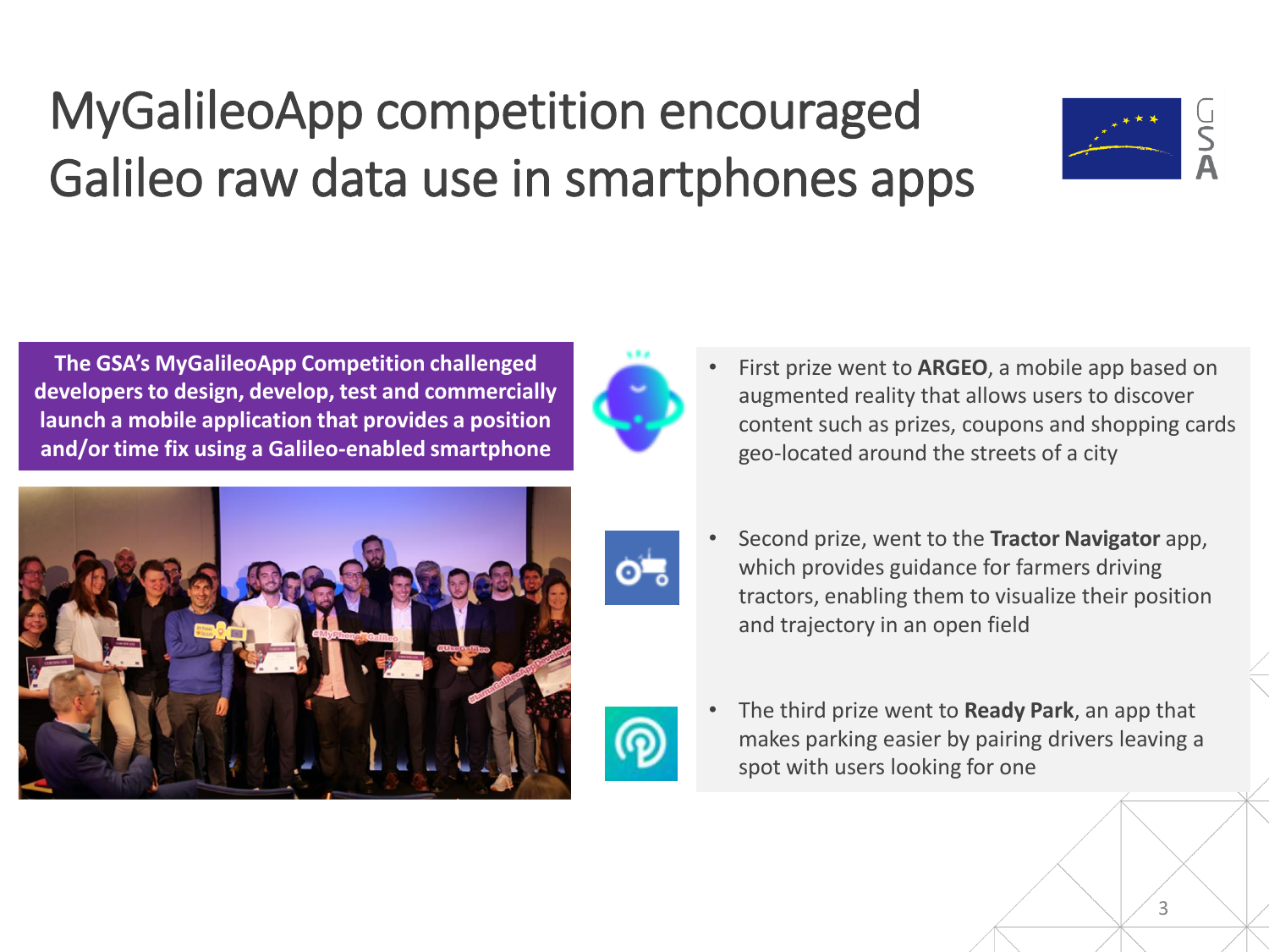# MyGalileoApp competition encouraged Galileo raw data use in smartphones apps

**The GSA's MyGalileoApp Competition challenged developers to design, develop, test and commercially launch a mobile application that provides a position and/or time fix using a Galileo-enabled smartphone**

- First prize went to **ARGEO**, a mobile app based on augmented reality that allows users to discover content such as prizes, coupons and shopping cards geo-located around the streets of a city
- Second prize, went to the **Tractor Navigator** app, which provides guidance for farmers driving tractors, enabling them to visualize their position and trajectory in an open field
- The third prize went to **Ready Park**, an app that makes parking easier by pairing drivers leaving a spot with users looking for one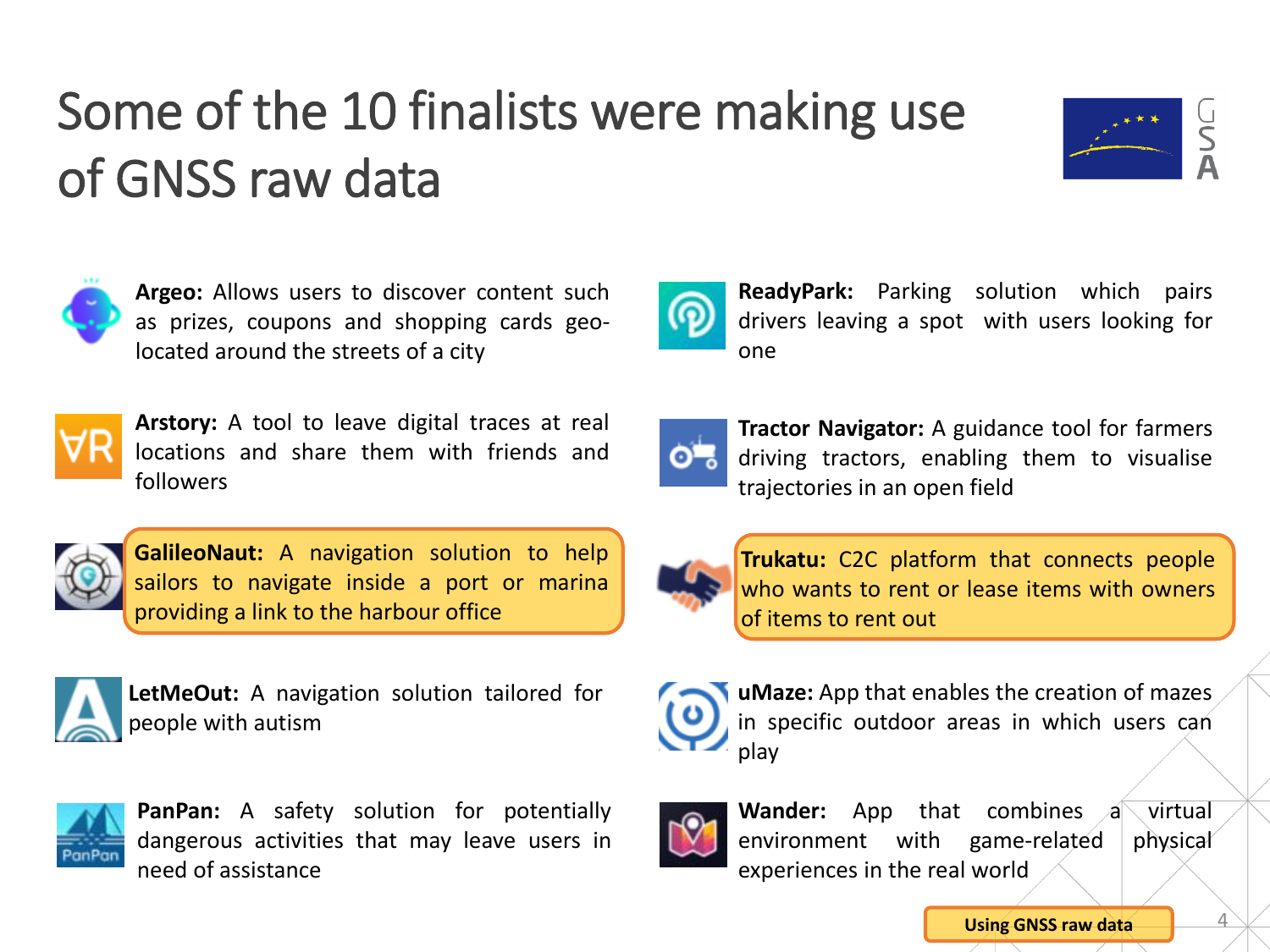# Some of the 10 finalists were making use of GNSS raw data

**Argeo:** Allows users to discover content such as prizes, coupons and shopping cards geo-located around the streets of a city

**Arstory:** A tool to leave digital traces at real locations and share them with friends and followers

**GalileoNaut:** A navigation solution to help sailors to navigate inside a port or marina providing a link to the harbour office

**LetMeOut:** A navigation solution tailored for people with autism

**PanPan:** A safety solution for potentially dangerous activities that may leave users in need of assistance

**ReadyPark:** Parking solution which pairs drivers leaving a spot with users looking for one

**Tractor Navigator:** A guidance tool for farmers driving tractors, enabling them to visualise trajectories in an open field

**Trukatu:** C2C platform that connects people who wants to rent or lease items with owners of items to rent out

**uMaze:** App that enables the creation of mazes in specific outdoor areas in which users can play

**Wander:** App that combines a virtual environment with game-related physical experiences in the real world

**Using GNSS raw data**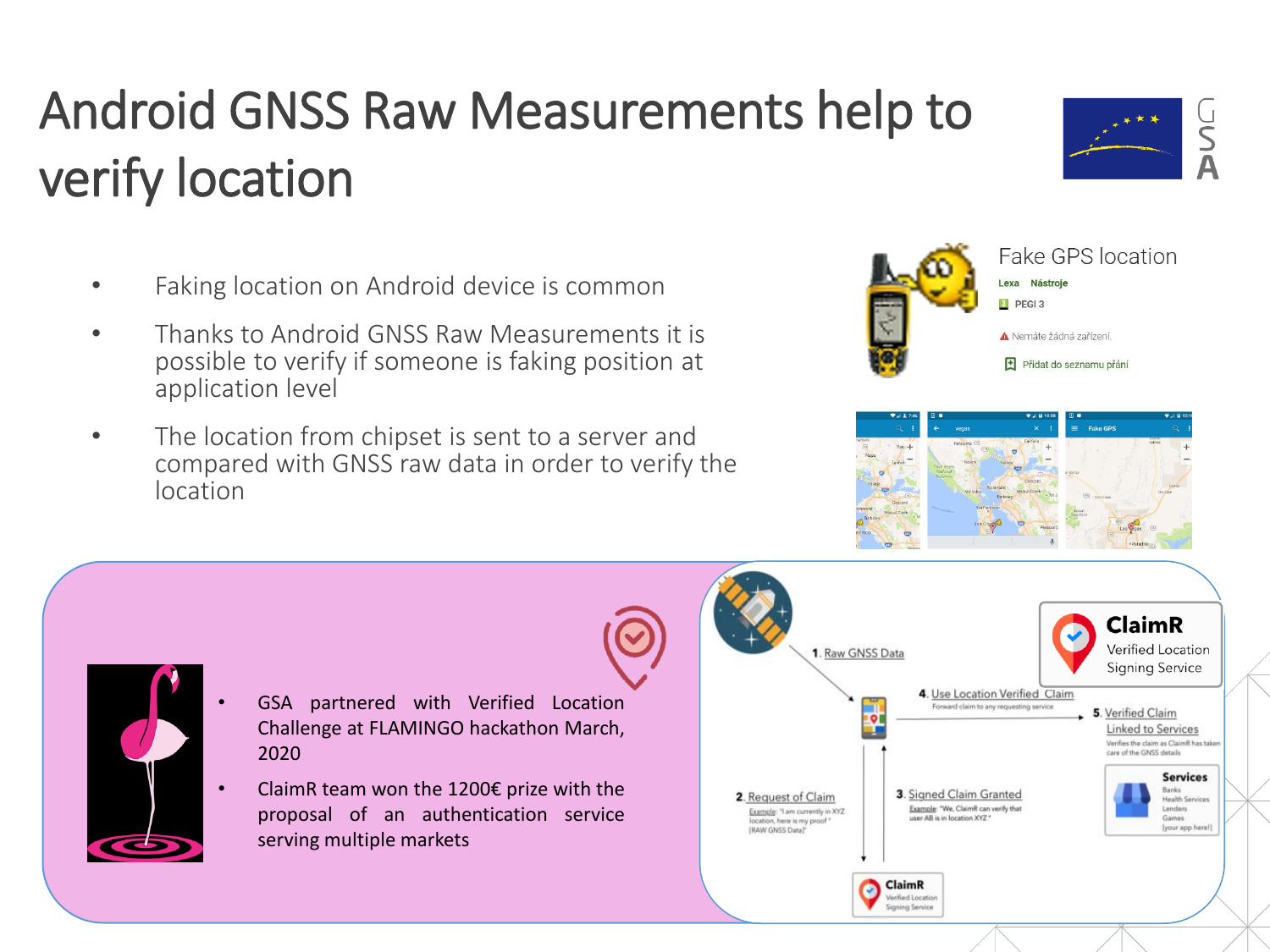# Android GNSS Raw Measurements help to verify location

- Faking location on Android device is common
- Thanks to Android GNSS Raw Measurements it is possible to verify if someone is faking position at application level
- The location from chipset is sent to a server and compared with GNSS raw data in order to verify the location

Fake GPS location

Lexa Nástroje

PEGI 3

Nemáte žádná zařízení.

Přidat do seznamu přání

- GSA partnered with Verified Location Challenge at FLAMINGO hackathon March, 2020
- ClaimR team won the 1200€ prize with the proposal of an authentication service serving multiple markets

ClaimR Verified Location Signing Service

1. Raw GNSS Data

2. Request of Claim
Example: "I am currently in XYZ location, here is my proof" [RAW GNSS Data]"

3. Signed Claim Granted
Example: "We, ClaimR can verify that user AB is in location XYZ"

4. Use Location Verified Claim
Forward claim to any requesting service

5. Verified Claim Linked to Services
Verifies the claim as ClaimR has taken care of the GNSS details

Services
Banks
Health Services
Lenders
Games
[your app here!]

ClaimR Verified Location Signing Service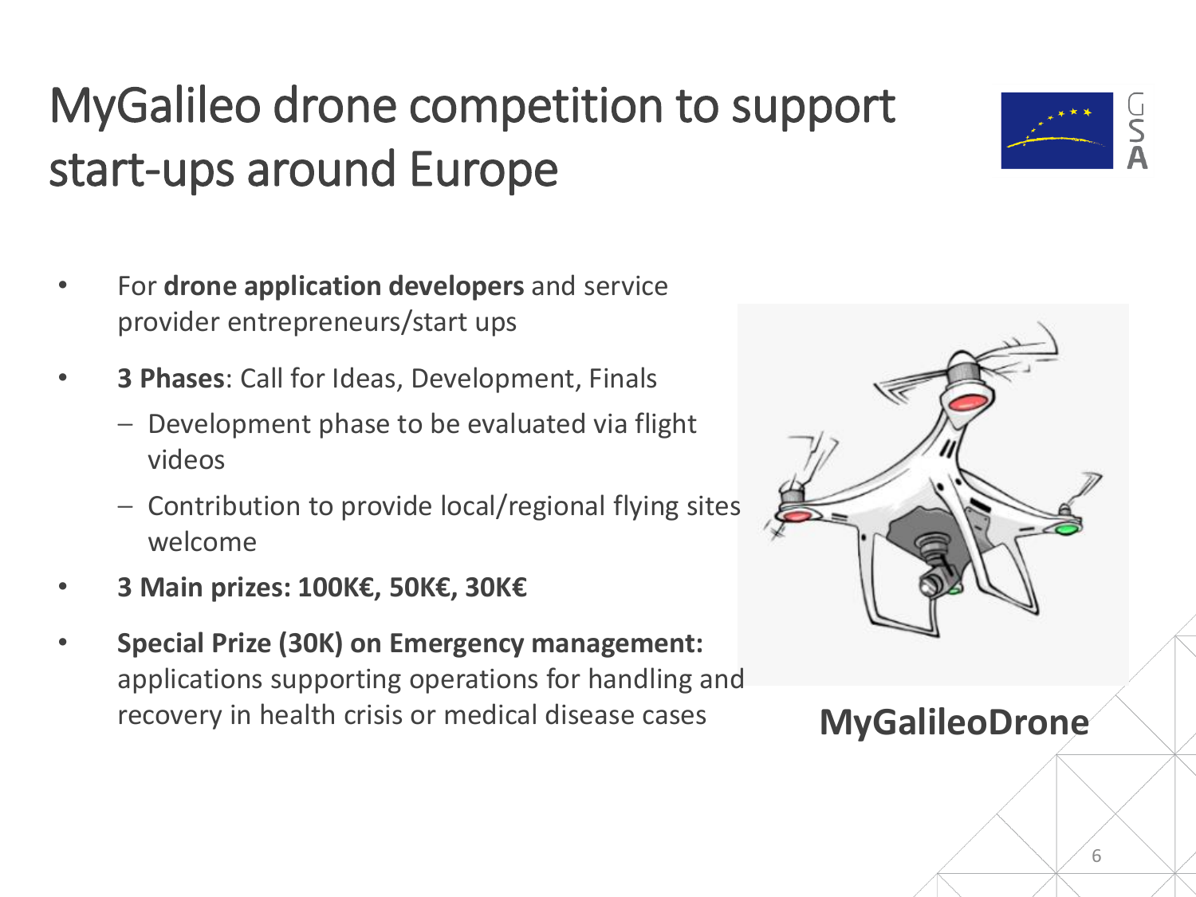# MyGalileo drone competition to support start-ups around Europe

- For **drone application developers** and service provider entrepreneurs/start ups
- **3 Phases**: Call for Ideas, Development, Finals
  - Development phase to be evaluated via flight videos
  - Contribution to provide local/regional flying sites welcome
- **3 Main prizes: 100K€, 50K€, 30K€**
- **Special Prize (30K) on Emergency management:** applications supporting operations for handling and recovery in health crisis or medical disease cases

**MyGalileoDrone**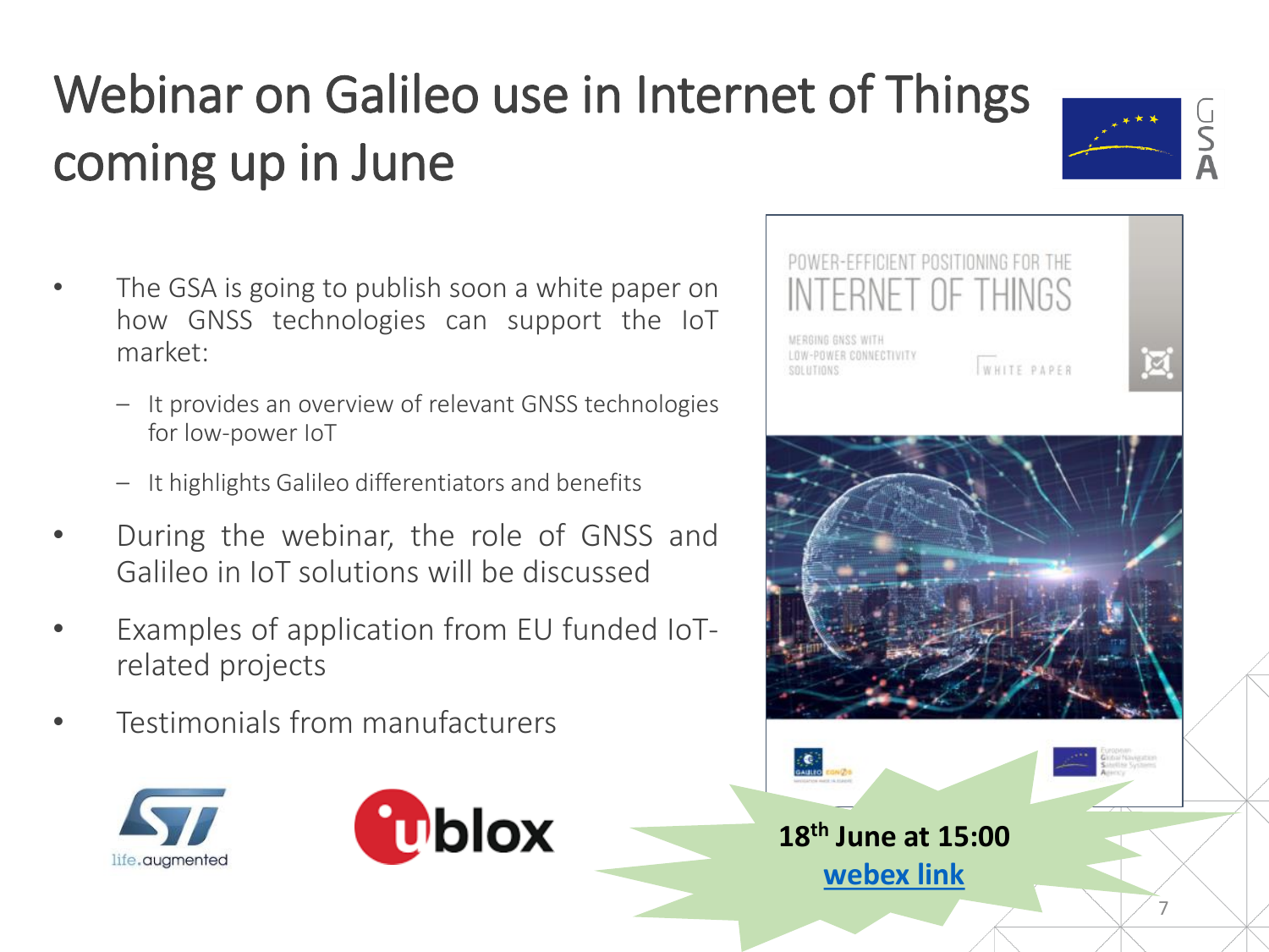# Webinar on Galileo use in Internet of Things coming up in June

- The GSA is going to publish soon a white paper on how GNSS technologies can support the IoT market:
  - It provides an overview of relevant GNSS technologies for low-power IoT
  - It highlights Galileo differentiators and benefits
- During the webinar, the role of GNSS and Galileo in IoT solutions will be discussed
- Examples of application from EU funded IoT-related projects
- Testimonials from manufacturers

**18th June at 15:00**

**webex link**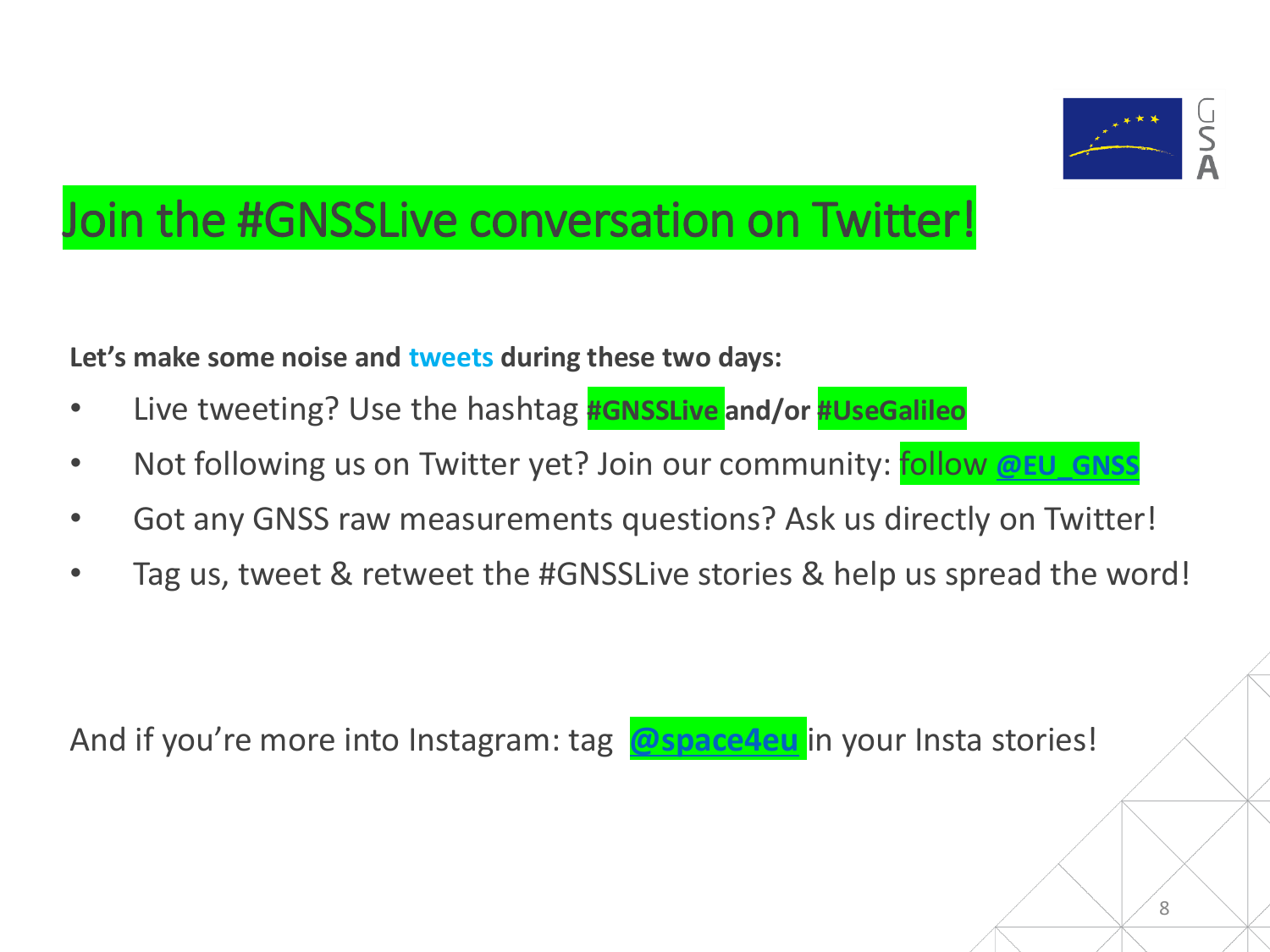# Join the #GNSSLive conversation on Twitter!

**Let's make some noise and tweets during these two days:**

- Live tweeting? Use the hashtag **#GNSSLive and/or #UseGalileo**
- Not following us on Twitter yet? Join our community: follow **@EU_GNSS**
- Got any GNSS raw measurements questions? Ask us directly on Twitter!
- Tag us, tweet & retweet the #GNSSLive stories & help us spread the word!

And if you're more into Instagram: tag **@space4eu** in your Insta stories!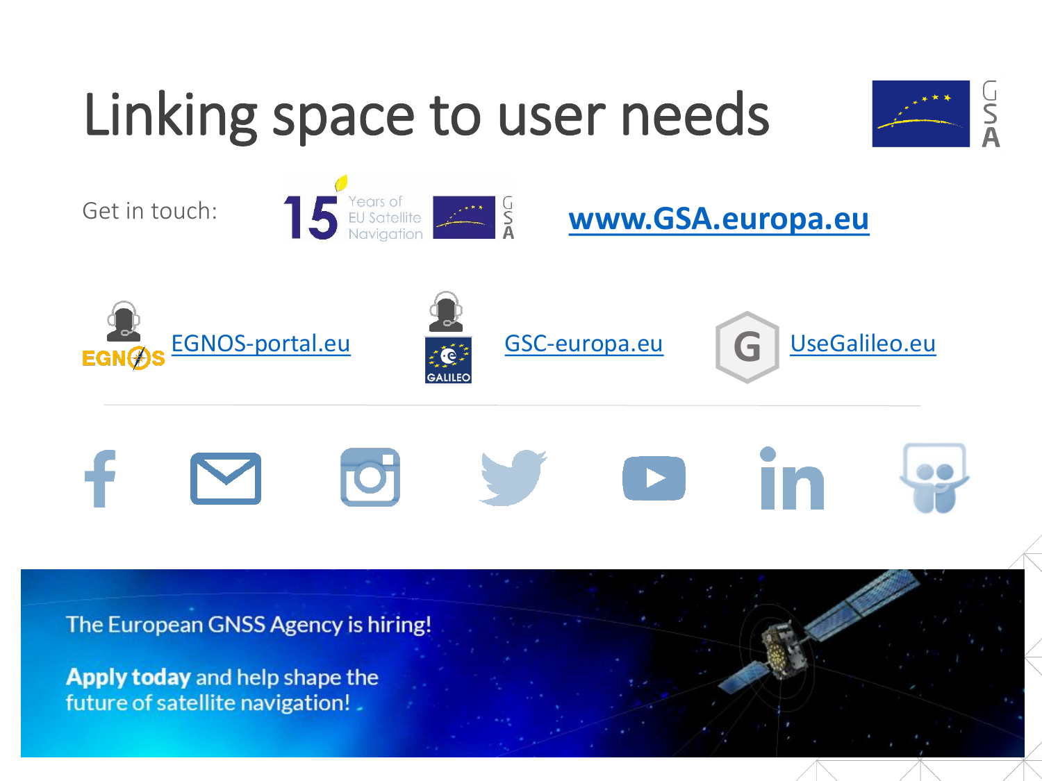# Linking space to user needs

Get in touch: www.GSA.europa.eu

EGNOS-portal.eu

GSC-europa.eu

UseGalileo.eu

The European GNSS Agency is hiring!

**Apply today** and help shape the future of satellite navigation!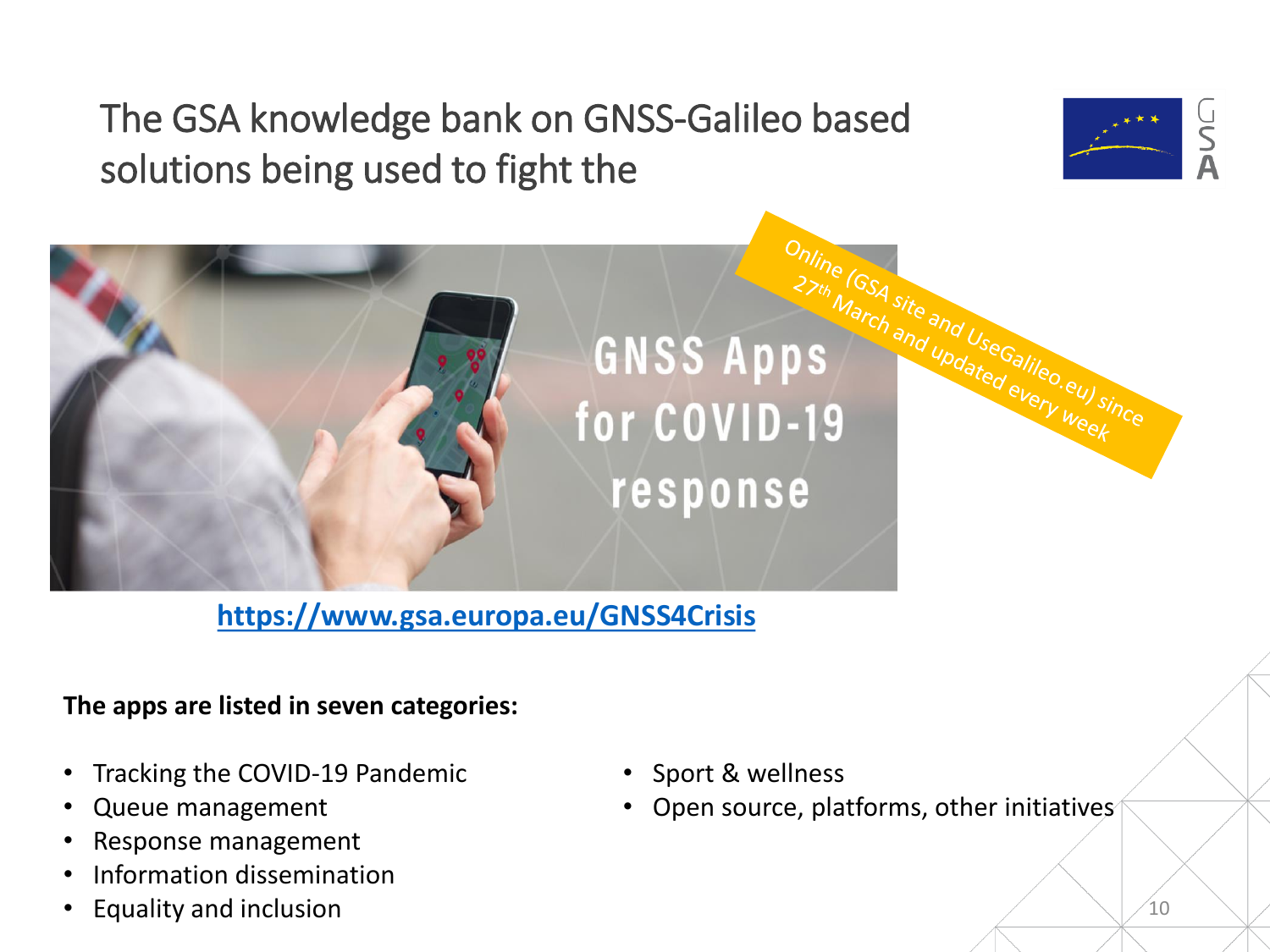# The GSA knowledge bank on GNSS-Galileo based solutions being used to fight the

GNSS Apps for COVID-19 response

Online (GSA site and UseGalileo.eu) since 27th March and updated every week

https://www.gsa.europa.eu/GNSS4Crisis

**The apps are listed in seven categories:**

- Tracking the COVID-19 Pandemic
- Queue management
- Response management
- Information dissemination
- Equality and inclusion
- Sport & wellness
- Open source, platforms, other initiatives